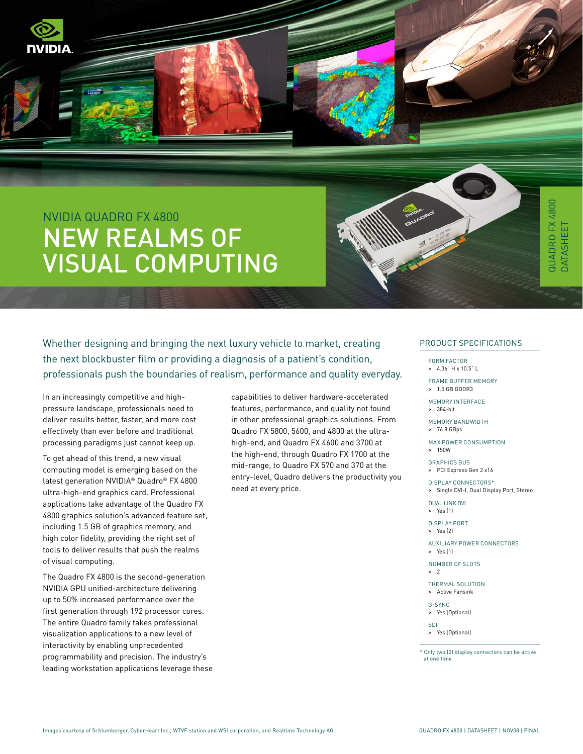# NVIDIA QUADRO FX 4800

## NEW REALMS OF VISUAL COMPUTING

QUADRO FX 4800 DATASHEET

Whether designing and bringing the next luxury vehicle to market, creating the next blockbuster film or providing a diagnosis of a patient's condition, professionals push the boundaries of realism, performance and quality everyday.

In an increasingly competitive and high-pressure landscape, professionals need to deliver results better, faster, and more cost effectively than ever before and traditional processing paradigms just cannot keep up.

To get ahead of this trend, a new visual computing model is emerging based on the latest generation NVIDIA® Quadro® FX 4800 ultra-high-end graphics card. Professional applications take advantage of the Quadro FX 4800 graphics solution's advanced feature set, including 1.5 GB of graphics memory, and high color fidelity, providing the right set of tools to deliver results that push the realms of visual computing.

The Quadro FX 4800 is the second-generation NVIDIA GPU unified-architecture delivering up to 50% increased performance over the first generation through 192 processor cores. The entire Quadro family takes professional visualization applications to a new level of interactivity by enabling unprecedented programmability and precision. The industry's leading workstation applications leverage these capabilities to deliver hardware-accelerated features, performance, and quality not found in other professional graphics solutions. From Quadro FX 5800, 5600, and 4800 at the ultra-high-end, and Quadro FX 4600 and 3700 at the high-end, through Quadro FX 1700 at the mid-range, to Quadro FX 570 and 370 at the entry-level, Quadro delivers the productivity you need at every price.

## PRODUCT SPECIFICATIONS

FORM FACTOR
> 4.36" H x 10.5" L

FRAME BUFFER MEMORY
> 1.5 GB GDDR3

MEMORY INTERFACE
> 384-bit

MEMORY BANDWIDTH
> 76.8 GBps

MAX POWER CONSUMPTION
> 150W

GRAPHICS BUS
> PCI Express Gen 2 x16

DISPLAY CONNECTORS*
> Single DVI-I, Dual Display Port, Stereo

DUAL LINK DVI
> Yes (1)

DISPLAY PORT
> Yes (2)

AUXILIARY POWER CONNECTORS
> Yes (1)

NUMBER OF SLOTS
> 2

THERMAL SOLUTION
> Active Fansink

G-SYNC
> Yes (Optional)

SDI
> Yes (Optional)

* Only two (2) display connectors can be active at one time

Images courtesy of Schlumberger, CyberHeart Inc., WTVF station and WSI corporation, and Realtime Technology AG.

QUADRO FX 4800 | DATASHEET | NOV08 | FINAL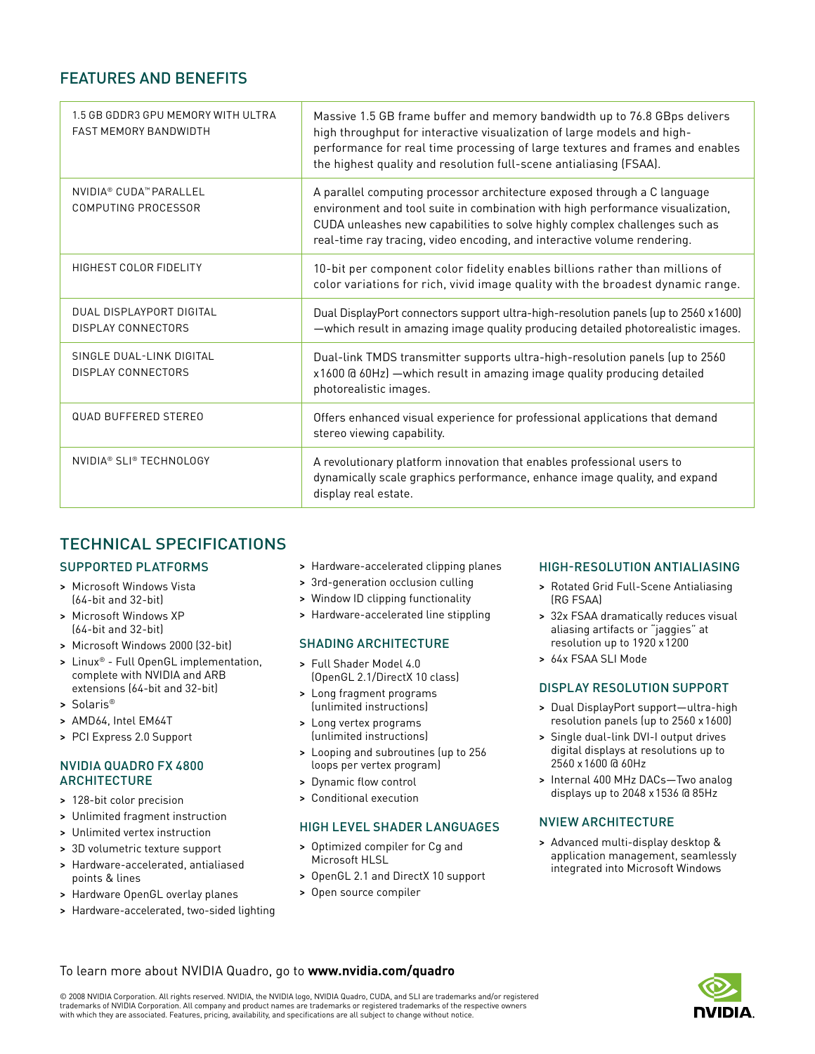## FEATURES AND BENEFITS

| | |
|---|---|
| 1.5 GB GDDR3 GPU MEMORY WITH ULTRA FAST MEMORY BANDWIDTH | Massive 1.5 GB frame buffer and memory bandwidth up to 76.8 GBps delivers high throughput for interactive visualization of large models and high-performance for real time processing of large textures and frames and enables the highest quality and resolution full-scene antialiasing (FSAA). |
| NVIDIA® CUDA™ PARALLEL COMPUTING PROCESSOR | A parallel computing processor architecture exposed through a C language environment and tool suite in combination with high performance visualization, CUDA unleashes new capabilities to solve highly complex challenges such as real-time ray tracing, video encoding, and interactive volume rendering. |
| HIGHEST COLOR FIDELITY | 10-bit per component color fidelity enables billions rather than millions of color variations for rich, vivid image quality with the broadest dynamic range. |
| DUAL DISPLAYPORT DIGITAL DISPLAY CONNECTORS | Dual DisplayPort connectors support ultra-high-resolution panels (up to 2560 x 1600) —which result in amazing image quality producing detailed photorealistic images. |
| SINGLE DUAL-LINK DIGITAL DISPLAY CONNECTORS | Dual-link TMDS transmitter supports ultra-high-resolution panels (up to 2560 x 1600 @ 60Hz) —which result in amazing image quality producing detailed photorealistic images. |
| QUAD BUFFERED STEREO | Offers enhanced visual experience for professional applications that demand stereo viewing capability. |
| NVIDIA® SLI® TECHNOLOGY | A revolutionary platform innovation that enables professional users to dynamically scale graphics performance, enhance image quality, and expand display real estate. |

## TECHNICAL SPECIFICATIONS

### SUPPORTED PLATFORMS

- Microsoft Windows Vista (64-bit and 32-bit)
- Microsoft Windows XP (64-bit and 32-bit)
- Microsoft Windows 2000 (32-bit)
- Linux® - Full OpenGL implementation, complete with NVIDIA and ARB extensions (64-bit and 32-bit)
- Solaris®
- AMD64, Intel EM64T
- PCI Express 2.0 Support

### NVIDIA QUADRO FX 4800 ARCHITECTURE

- 128-bit color precision
- Unlimited fragment instruction
- Unlimited vertex instruction
- 3D volumetric texture support
- Hardware-accelerated, antialiased points & lines
- Hardware OpenGL overlay planes
- Hardware-accelerated, two-sided lighting
- Hardware-accelerated clipping planes
- 3rd-generation occlusion culling
- Window ID clipping functionality
- Hardware-accelerated line stippling

### SHADING ARCHITECTURE

- Full Shader Model 4.0 (OpenGL 2.1/DirectX 10 class)
- Long fragment programs (unlimited instructions)
- Long vertex programs (unlimited instructions)
- Looping and subroutines (up to 256 loops per vertex program)
- Dynamic flow control
- Conditional execution

### HIGH LEVEL SHADER LANGUAGES

- Optimized compiler for Cg and Microsoft HLSL
- OpenGL 2.1 and DirectX 10 support
- Open source compiler

### HIGH-RESOLUTION ANTIALIASING

- Rotated Grid Full-Scene Antialiasing (RG FSAA)
- 32x FSAA dramatically reduces visual aliasing artifacts or "jaggies" at resolution up to 1920 x 1200
- 64x FSAA SLI Mode

### DISPLAY RESOLUTION SUPPORT

- Dual DisplayPort support—ultra-high resolution panels (up to 2560 x 1600)
- Single dual-link DVI-I output drives digital displays at resolutions up to 2560 x 1600 @ 60Hz
- Internal 400 MHz DACs—Two analog displays up to 2048 x 1536 @ 85Hz

### NVIEW ARCHITECTURE

- Advanced multi-display desktop & application management, seamlessly integrated into Microsoft Windows

To learn more about NVIDIA Quadro, go to **www.nvidia.com/quadro**

© 2008 NVIDIA Corporation. All rights reserved. NVIDIA, the NVIDIA logo, NVIDIA Quadro, CUDA, and SLI are trademarks and/or registered trademarks of NVIDIA Corporation. All company and product names are trademarks or registered trademarks of the respective owners with which they are associated. Features, pricing, availability, and specifications are all subject to change without notice.

NVIDIA.